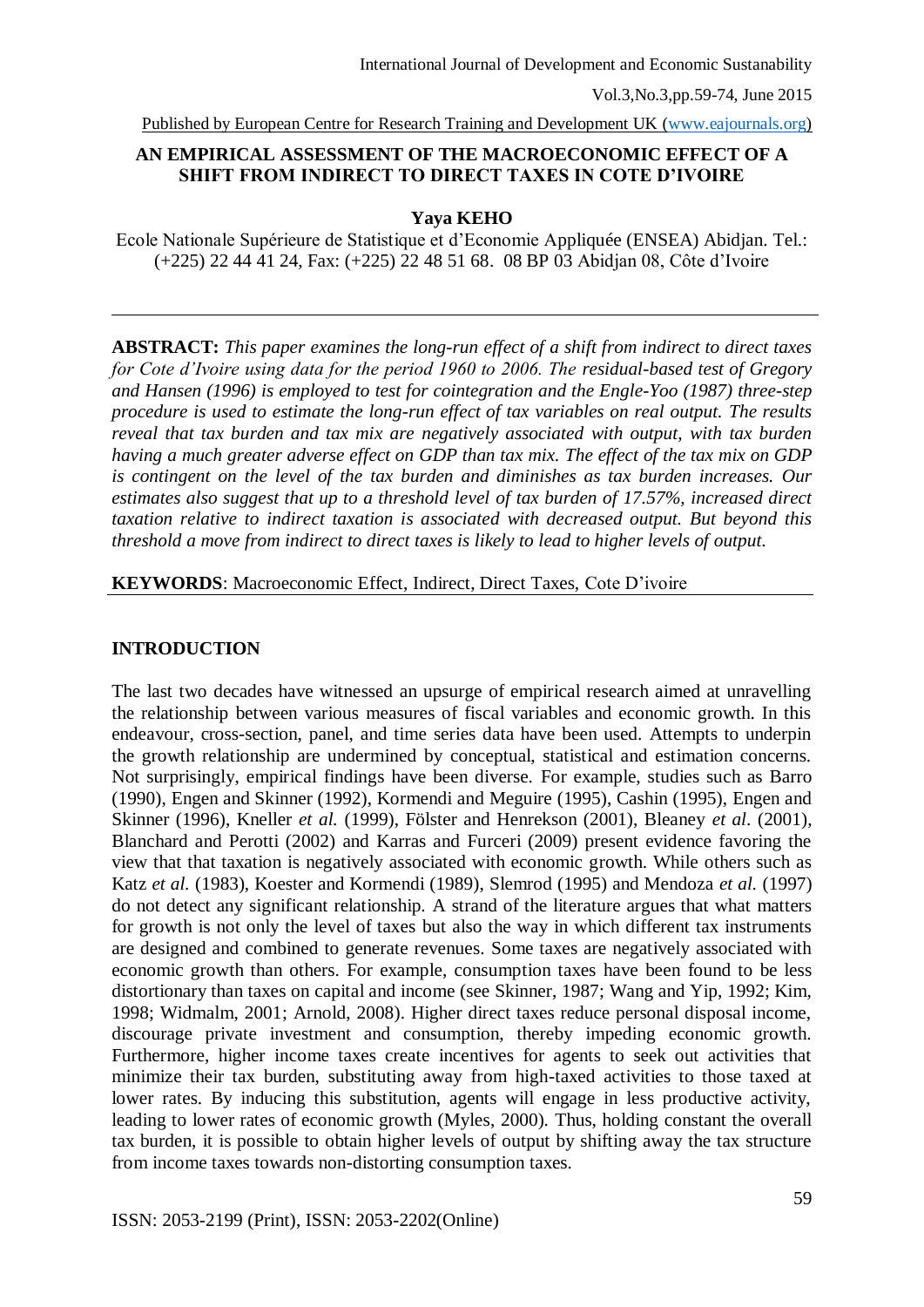# AN EMPIRICAL ASSESSMENT OF THE MACROECONOMIC EFFECT OF A SHIFT FROM INDIRECT TO DIRECT TAXES IN COTE D'IVOIRE

**Yaya KEHO**

Ecole Nationale Supérieure de Statistique et d'Economie Appliquée (ENSEA) Abidjan. Tel.: (+225) 22 44 41 24, Fax: (+225) 22 48 51 68. 08 BP 03 Abidjan 08, Côte d'Ivoire

---

**ABSTRACT:** *This paper examines the long-run effect of a shift from indirect to direct taxes for Cote d'Ivoire using data for the period 1960 to 2006. The residual-based test of Gregory and Hansen (1996) is employed to test for cointegration and the Engle-Yoo (1987) three-step procedure is used to estimate the long-run effect of tax variables on real output. The results reveal that tax burden and tax mix are negatively associated with output, with tax burden having a much greater adverse effect on GDP than tax mix. The effect of the tax mix on GDP is contingent on the level of the tax burden and diminishes as tax burden increases. Our estimates also suggest that up to a threshold level of tax burden of 17.57%, increased direct taxation relative to indirect taxation is associated with decreased output. But beyond this threshold a move from indirect to direct taxes is likely to lead to higher levels of output.*

**KEYWORDS**: Macroeconomic Effect, Indirect, Direct Taxes, Cote D'ivoire

---

## INTRODUCTION

The last two decades have witnessed an upsurge of empirical research aimed at unravelling the relationship between various measures of fiscal variables and economic growth. In this endeavour, cross-section, panel, and time series data have been used. Attempts to underpin the growth relationship are undermined by conceptual, statistical and estimation concerns. Not surprisingly, empirical findings have been diverse. For example, studies such as Barro (1990), Engen and Skinner (1992), Kormendi and Meguire (1995), Cashin (1995), Engen and Skinner (1996), Kneller *et al.* (1999), Fölster and Henrekson (2001), Bleaney *et al*. (2001), Blanchard and Perotti (2002) and Karras and Furceri (2009) present evidence favoring the view that that taxation is negatively associated with economic growth. While others such as Katz *et al.* (1983), Koester and Kormendi (1989), Slemrod (1995) and Mendoza *et al.* (1997) do not detect any significant relationship. A strand of the literature argues that what matters for growth is not only the level of taxes but also the way in which different tax instruments are designed and combined to generate revenues. Some taxes are negatively associated with economic growth than others. For example, consumption taxes have been found to be less distortionary than taxes on capital and income (see Skinner, 1987; Wang and Yip, 1992; Kim, 1998; Widmalm, 2001; Arnold, 2008). Higher direct taxes reduce personal disposal income, discourage private investment and consumption, thereby impeding economic growth. Furthermore, higher income taxes create incentives for agents to seek out activities that minimize their tax burden, substituting away from high-taxed activities to those taxed at lower rates. By inducing this substitution, agents will engage in less productive activity, leading to lower rates of economic growth (Myles, 2000). Thus, holding constant the overall tax burden, it is possible to obtain higher levels of output by shifting away the tax structure from income taxes towards non-distorting consumption taxes.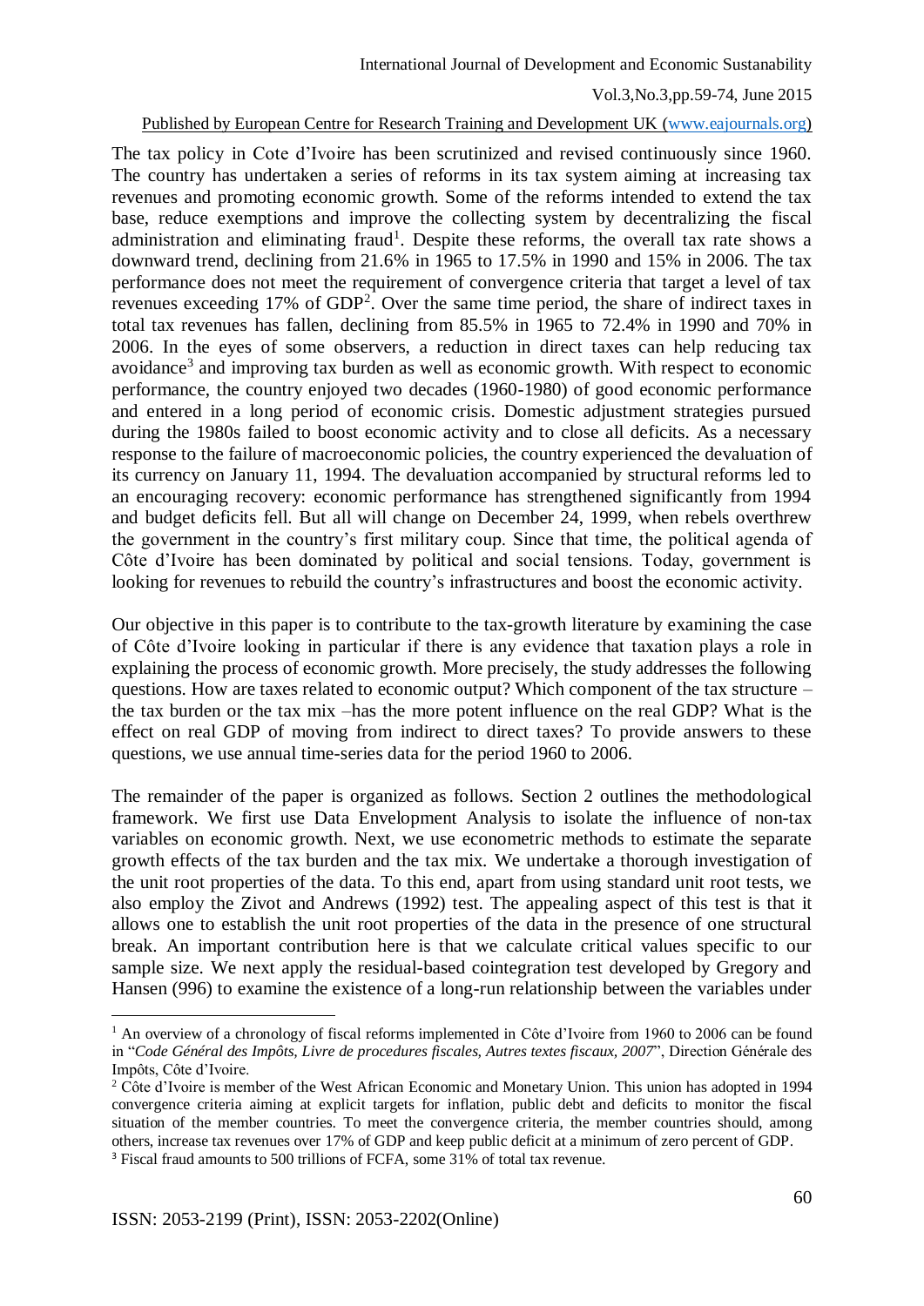The tax policy in Cote d'Ivoire has been scrutinized and revised continuously since 1960. The country has undertaken a series of reforms in its tax system aiming at increasing tax revenues and promoting economic growth. Some of the reforms intended to extend the tax base, reduce exemptions and improve the collecting system by decentralizing the fiscal administration and eliminating fraud[1]. Despite these reforms, the overall tax rate shows a downward trend, declining from 21.6% in 1965 to 17.5% in 1990 and 15% in 2006. The tax performance does not meet the requirement of convergence criteria that target a level of tax revenues exceeding 17% of GDP[2]. Over the same time period, the share of indirect taxes in total tax revenues has fallen, declining from 85.5% in 1965 to 72.4% in 1990 and 70% in 2006. In the eyes of some observers, a reduction in direct taxes can help reducing tax avoidance[3] and improving tax burden as well as economic growth. With respect to economic performance, the country enjoyed two decades (1960-1980) of good economic performance and entered in a long period of economic crisis. Domestic adjustment strategies pursued during the 1980s failed to boost economic activity and to close all deficits. As a necessary response to the failure of macroeconomic policies, the country experienced the devaluation of its currency on January 11, 1994. The devaluation accompanied by structural reforms led to an encouraging recovery: economic performance has strengthened significantly from 1994 and budget deficits fell. But all will change on December 24, 1999, when rebels overthrew the government in the country's first military coup. Since that time, the political agenda of Côte d'Ivoire has been dominated by political and social tensions. Today, government is looking for revenues to rebuild the country's infrastructures and boost the economic activity.

Our objective in this paper is to contribute to the tax-growth literature by examining the case of Côte d'Ivoire looking in particular if there is any evidence that taxation plays a role in explaining the process of economic growth. More precisely, the study addresses the following questions. How are taxes related to economic output? Which component of the tax structure – the tax burden or the tax mix –has the more potent influence on the real GDP? What is the effect on real GDP of moving from indirect to direct taxes? To provide answers to these questions, we use annual time-series data for the period 1960 to 2006.

The remainder of the paper is organized as follows. Section 2 outlines the methodological framework. We first use Data Envelopment Analysis to isolate the influence of non-tax variables on economic growth. Next, we use econometric methods to estimate the separate growth effects of the tax burden and the tax mix. We undertake a thorough investigation of the unit root properties of the data. To this end, apart from using standard unit root tests, we also employ the Zivot and Andrews (1992) test. The appealing aspect of this test is that it allows one to establish the unit root properties of the data in the presence of one structural break. An important contribution here is that we calculate critical values specific to our sample size. We next apply the residual-based cointegration test developed by Gregory and Hansen (996) to examine the existence of a long-run relationship between the variables under

---

[1] An overview of a chronology of fiscal reforms implemented in Côte d'Ivoire from 1960 to 2006 can be found in "*Code Général des Impôts, Livre de procedures fiscales, Autres textes fiscaux, 2007*", Direction Générale des Impôts, Côte d'Ivoire.

[2] Côte d'Ivoire is member of the West African Economic and Monetary Union. This union has adopted in 1994 convergence criteria aiming at explicit targets for inflation, public debt and deficits to monitor the fiscal situation of the member countries. To meet the convergence criteria, the member countries should, among others, increase tax revenues over 17% of GDP and keep public deficit at a minimum of zero percent of GDP.

[3] Fiscal fraud amounts to 500 trillions of FCFA, some 31% of total tax revenue.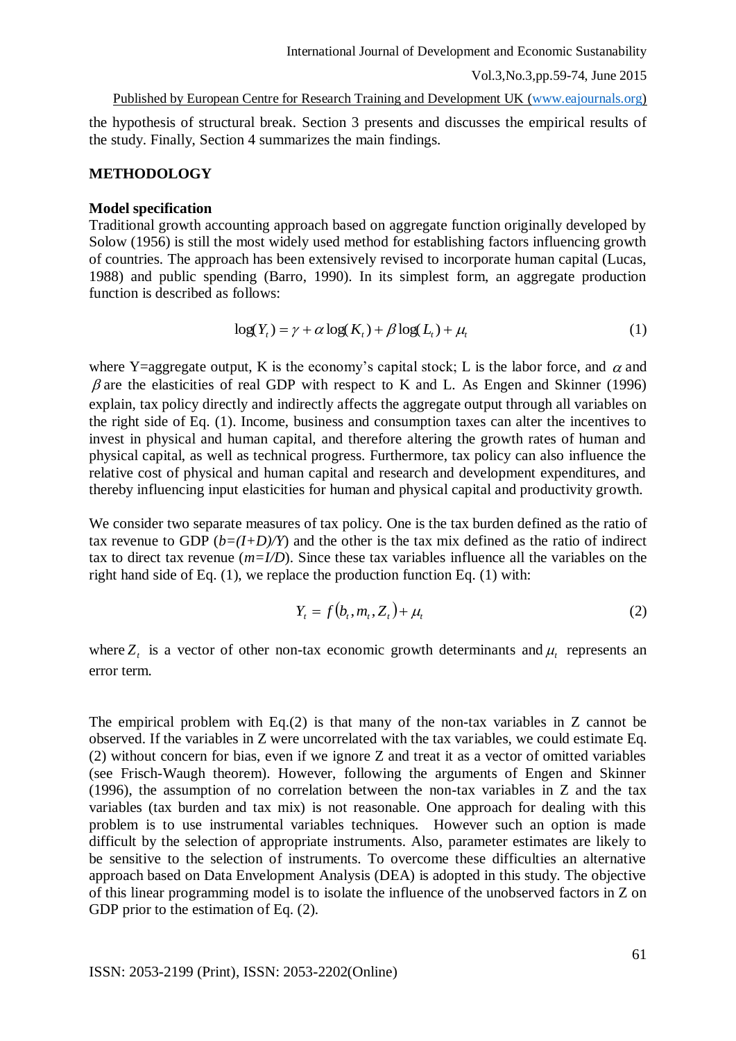the hypothesis of structural break. Section 3 presents and discusses the empirical results of the study. Finally, Section 4 summarizes the main findings.

## METHODOLOGY

### Model specification

Traditional growth accounting approach based on aggregate function originally developed by Solow (1956) is still the most widely used method for establishing factors influencing growth of countries. The approach has been extensively revised to incorporate human capital (Lucas, 1988) and public spending (Barro, 1990). In its simplest form, an aggregate production function is described as follows:

$$\log(Y_t) = \gamma + \alpha \log(K_t) + \beta \log(L_t) + \mu_t \tag{1}$$

where Y=aggregate output, K is the economy's capital stock; L is the labor force, and $\alpha$ and $\beta$ are the elasticities of real GDP with respect to K and L. As Engen and Skinner (1996) explain, tax policy directly and indirectly affects the aggregate output through all variables on the right side of Eq. (1). Income, business and consumption taxes can alter the incentives to invest in physical and human capital, and therefore altering the growth rates of human and physical capital, as well as technical progress. Furthermore, tax policy can also influence the relative cost of physical and human capital and research and development expenditures, and thereby influencing input elasticities for human and physical capital and productivity growth.

We consider two separate measures of tax policy. One is the tax burden defined as the ratio of tax revenue to GDP ($b=(I+D)/Y$) and the other is the tax mix defined as the ratio of indirect tax to direct tax revenue ($m=I/D$). Since these tax variables influence all the variables on the right hand side of Eq. (1), we replace the production function Eq. (1) with:

$$Y_t = f(b_t, m_t, Z_t) + \mu_t \tag{2}$$

where $Z_t$ is a vector of other non-tax economic growth determinants and $\mu_t$ represents an error term.

The empirical problem with Eq.(2) is that many of the non-tax variables in Z cannot be observed. If the variables in Z were uncorrelated with the tax variables, we could estimate Eq. (2) without concern for bias, even if we ignore Z and treat it as a vector of omitted variables (see Frisch-Waugh theorem). However, following the arguments of Engen and Skinner (1996), the assumption of no correlation between the non-tax variables in Z and the tax variables (tax burden and tax mix) is not reasonable. One approach for dealing with this problem is to use instrumental variables techniques. However such an option is made difficult by the selection of appropriate instruments. Also, parameter estimates are likely to be sensitive to the selection of instruments. To overcome these difficulties an alternative approach based on Data Envelopment Analysis (DEA) is adopted in this study. The objective of this linear programming model is to isolate the influence of the unobserved factors in Z on GDP prior to the estimation of Eq. (2).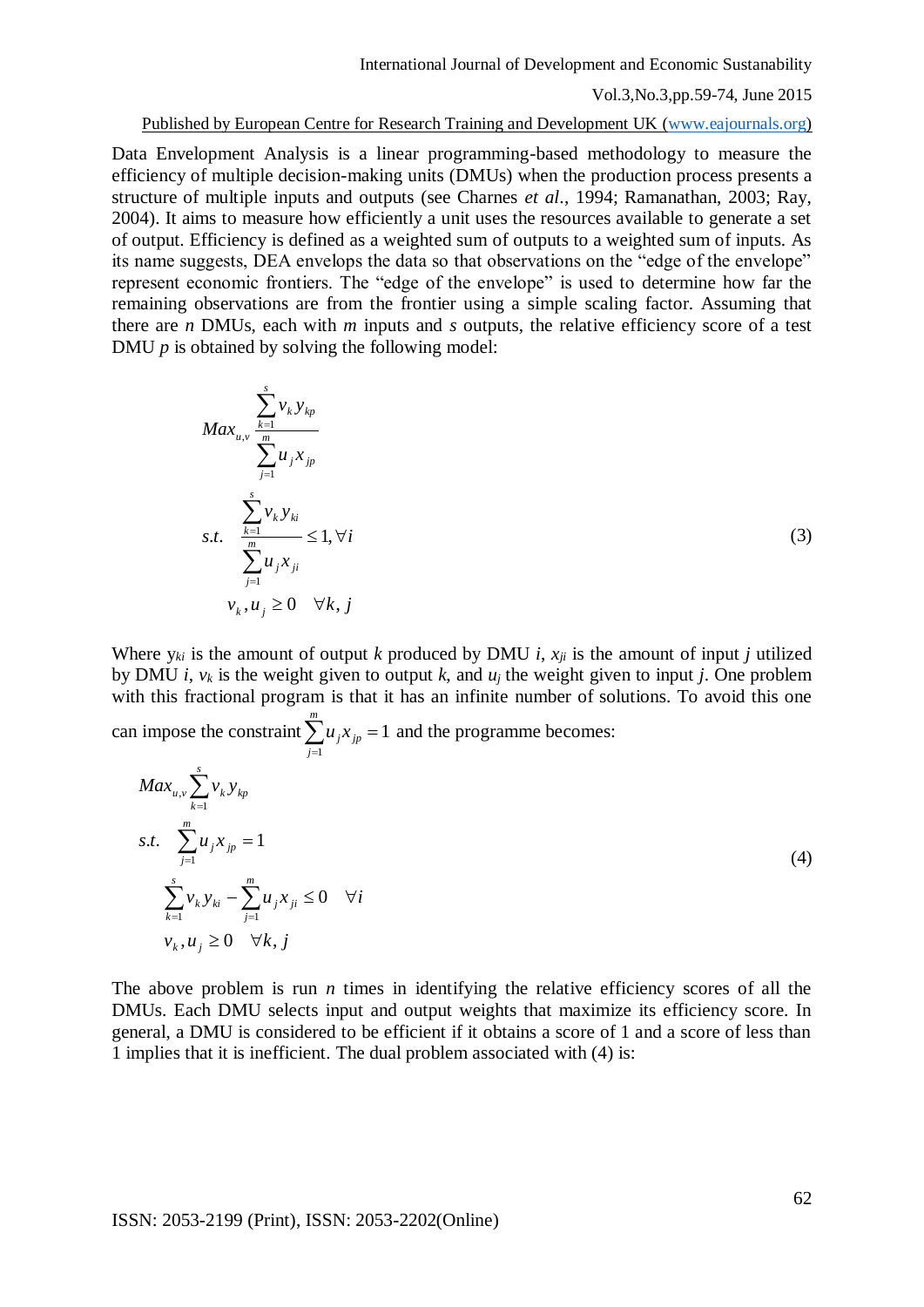Data Envelopment Analysis is a linear programming-based methodology to measure the efficiency of multiple decision-making units (DMUs) when the production process presents a structure of multiple inputs and outputs (see Charnes *et al*., 1994; Ramanathan, 2003; Ray, 2004). It aims to measure how efficiently a unit uses the resources available to generate a set of output. Efficiency is defined as a weighted sum of outputs to a weighted sum of inputs. As its name suggests, DEA envelops the data so that observations on the "edge of the envelope" represent economic frontiers. The "edge of the envelope" is used to determine how far the remaining observations are from the frontier using a simple scaling factor. Assuming that there are *n* DMUs, each with *m* inputs and *s* outputs, the relative efficiency score of a test DMU *p* is obtained by solving the following model:

$$
\begin{aligned}
& Max_{u,v} \frac{\sum_{k=1}^{s} v_k y_{kp}}{\sum_{j=1}^{m} u_j x_{jp}} \\
& s.t. \quad \frac{\sum_{k=1}^{s} v_k y_{ki}}{\sum_{j=1}^{m} u_j x_{ji}} \leq 1, \forall i \\
& \qquad v_k, u_j \geq 0 \quad \forall k, j
\end{aligned}
\tag{3}
$$

Where $y_{ki}$ is the amount of output *k* produced by DMU *i*, $x_{ji}$ is the amount of input *j* utilized by DMU *i*, $v_k$ is the weight given to output *k*, and $u_j$ the weight given to input *j*. One problem with this fractional program is that it has an infinite number of solutions. To avoid this one can impose the constraint $\sum_{j=1}^{m} u_j x_{jp} = 1$ and the programme becomes:

$$
\begin{aligned}
& Max_{u,v} \sum_{k=1}^{s} v_k y_{kp} \\
& s.t. \quad \sum_{j=1}^{m} u_j x_{jp} = 1 \\
& \sum_{k=1}^{s} v_k y_{ki} - \sum_{j=1}^{m} u_j x_{ji} \leq 0 \quad \forall i \\
& v_k, u_j \geq 0 \quad \forall k, j
\end{aligned}
\tag{4}
$$

The above problem is run *n* times in identifying the relative efficiency scores of all the DMUs. Each DMU selects input and output weights that maximize its efficiency score. In general, a DMU is considered to be efficient if it obtains a score of 1 and a score of less than 1 implies that it is inefficient. The dual problem associated with (4) is: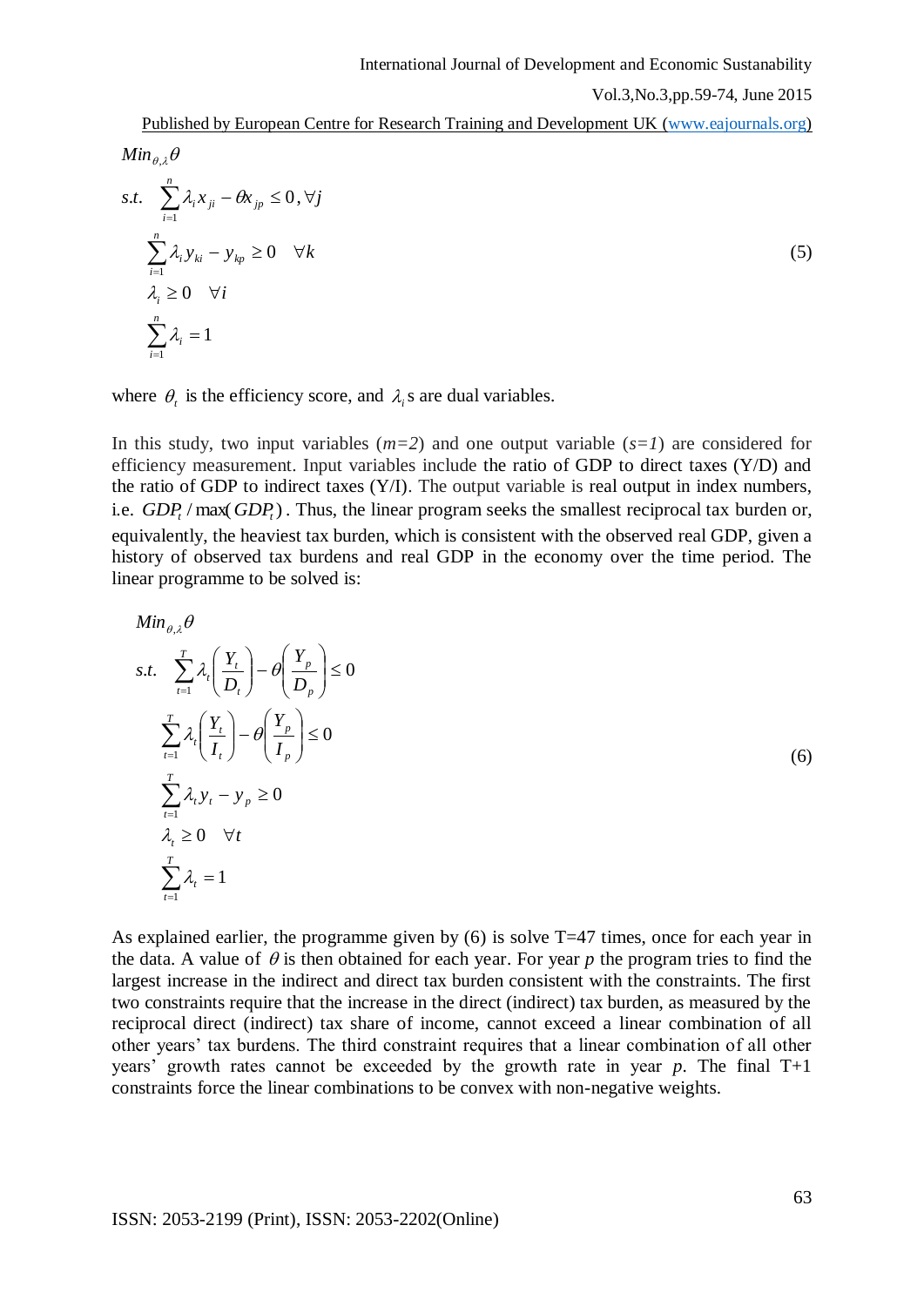$$
\begin{aligned}
& Min_{\theta,\lambda}\theta \\
& s.t. \quad \sum_{i=1}^{n}\lambda_i x_{ji} - \theta x_{jp} \le 0, \forall j \\
& \quad \sum_{i=1}^{n}\lambda_i y_{ki} - y_{kp} \ge 0 \quad \forall k \\
& \quad \lambda_i \ge 0 \quad \forall i \\
& \quad \sum_{i=1}^{n}\lambda_i = 1
\end{aligned} \tag{5}
$$

where $\theta_t$ is the efficiency score, and $\lambda_i$s are dual variables.

In this study, two input variables ($m=2$) and one output variable ($s=1$) are considered for efficiency measurement. Input variables include the ratio of GDP to direct taxes (Y/D) and the ratio of GDP to indirect taxes (Y/I). The output variable is real output in index numbers, i.e. $GDP_t / \max(GDP_t)$. Thus, the linear program seeks the smallest reciprocal tax burden or, equivalently, the heaviest tax burden, which is consistent with the observed real GDP, given a history of observed tax burdens and real GDP in the economy over the time period. The linear programme to be solved is:

$$
\begin{aligned}
& Min_{\theta,\lambda}\theta \\
& s.t. \quad \sum_{t=1}^{T}\lambda_t\left(\frac{Y_t}{D_t}\right) - \theta\left(\frac{Y_p}{D_p}\right) \le 0 \\
& \quad \sum_{t=1}^{T}\lambda_t\left(\frac{Y_t}{I_t}\right) - \theta\left(\frac{Y_p}{I_p}\right) \le 0 \\
& \quad \sum_{t=1}^{T}\lambda_t y_t - y_p \ge 0 \\
& \quad \lambda_t \ge 0 \quad \forall t \\
& \quad \sum_{t=1}^{T}\lambda_t = 1
\end{aligned} \tag{6}
$$

As explained earlier, the programme given by (6) is solve T=47 times, once for each year in the data. A value of $\theta$ is then obtained for each year. For year $p$ the program tries to find the largest increase in the indirect and direct tax burden consistent with the constraints. The first two constraints require that the increase in the direct (indirect) tax burden, as measured by the reciprocal direct (indirect) tax share of income, cannot exceed a linear combination of all other years' tax burdens. The third constraint requires that a linear combination of all other years' growth rates cannot be exceeded by the growth rate in year $p$. The final T+1 constraints force the linear combinations to be convex with non-negative weights.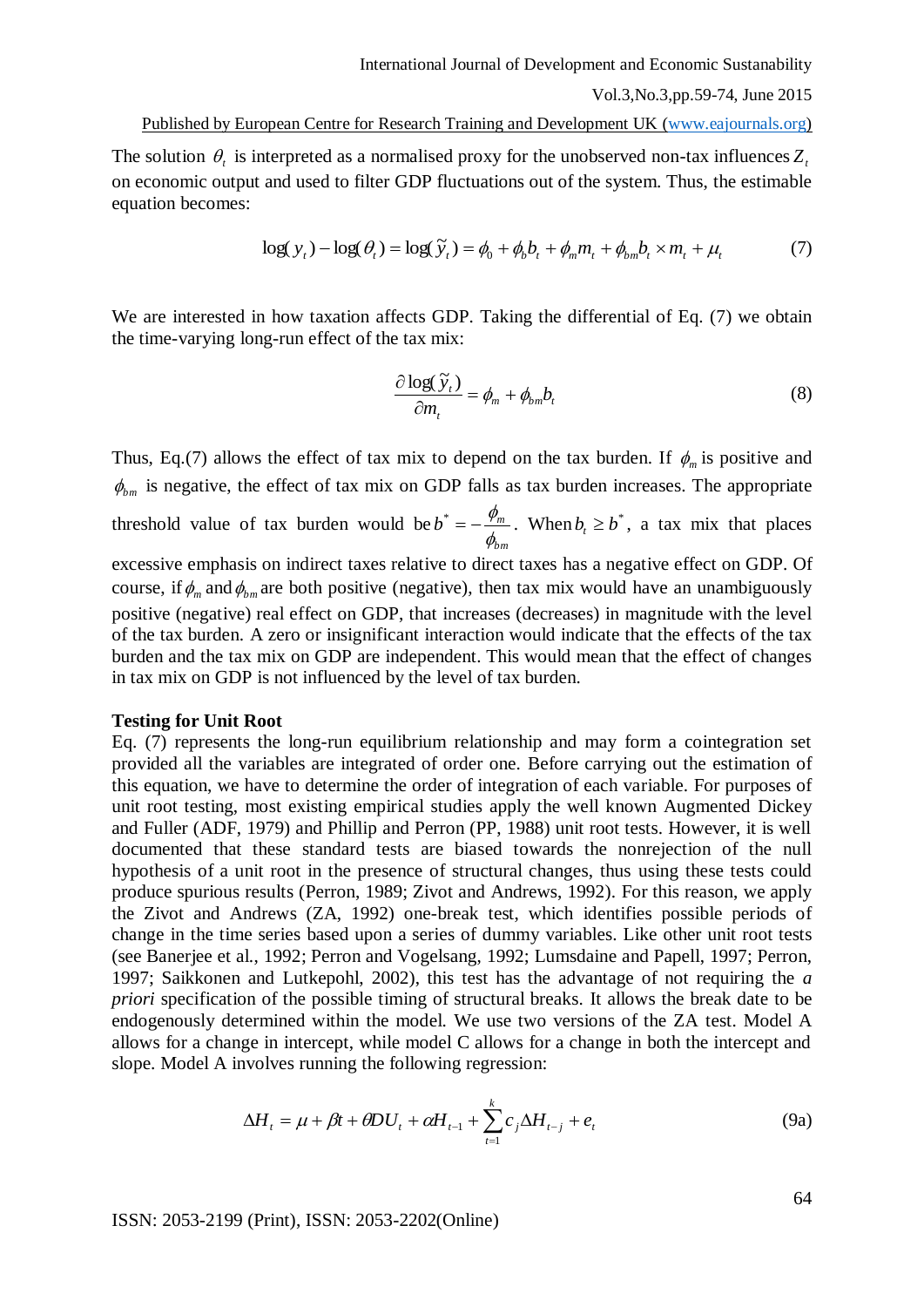The solution $\theta_t$ is interpreted as a normalised proxy for the unobserved non-tax influences $Z_t$ on economic output and used to filter GDP fluctuations out of the system. Thus, the estimable equation becomes:

$$\log(y_t) - \log(\theta_t) = \log(\tilde{y}_t) = \phi_0 + \phi_b b_t + \phi_m m_t + \phi_{bm} b_t \times m_t + \mu_t \tag{7}$$

We are interested in how taxation affects GDP. Taking the differential of Eq. (7) we obtain the time-varying long-run effect of the tax mix:

$$\frac{\partial \log(\tilde{y}_t)}{\partial m_t} = \phi_m + \phi_{bm} b_t \tag{8}$$

Thus, Eq.(7) allows the effect of tax mix to depend on the tax burden. If $\phi_m$ is positive and $\phi_{bm}$ is negative, the effect of tax mix on GDP falls as tax burden increases. The appropriate threshold value of tax burden would be $b^* = -\frac{\phi_m}{\phi_{bm}}$. When $b_t \geq b^*$, a tax mix that places excessive emphasis on indirect taxes relative to direct taxes has a negative effect on GDP. Of course, if $\phi_m$ and $\phi_{bm}$ are both positive (negative), then tax mix would have an unambiguously positive (negative) real effect on GDP, that increases (decreases) in magnitude with the level of the tax burden. A zero or insignificant interaction would indicate that the effects of the tax burden and the tax mix on GDP are independent. This would mean that the effect of changes in tax mix on GDP is not influenced by the level of tax burden.

**Testing for Unit Root**

Eq. (7) represents the long-run equilibrium relationship and may form a cointegration set provided all the variables are integrated of order one. Before carrying out the estimation of this equation, we have to determine the order of integration of each variable. For purposes of unit root testing, most existing empirical studies apply the well known Augmented Dickey and Fuller (ADF, 1979) and Phillip and Perron (PP, 1988) unit root tests. However, it is well documented that these standard tests are biased towards the nonrejection of the null hypothesis of a unit root in the presence of structural changes, thus using these tests could produce spurious results (Perron, 1989; Zivot and Andrews, 1992). For this reason, we apply the Zivot and Andrews (ZA, 1992) one-break test, which identifies possible periods of change in the time series based upon a series of dummy variables. Like other unit root tests (see Banerjee et al., 1992; Perron and Vogelsang, 1992; Lumsdaine and Papell, 1997; Perron, 1997; Saikkonen and Lutkepohl, 2002), this test has the advantage of not requiring the *a priori* specification of the possible timing of structural breaks. It allows the break date to be endogenously determined within the model. We use two versions of the ZA test. Model A allows for a change in intercept, while model C allows for a change in both the intercept and slope. Model A involves running the following regression:

$$\Delta H_t = \mu + \beta t + \theta DU_t + \alpha H_{t-1} + \sum_{t=1}^{k} c_j \Delta H_{t-j} + e_t \tag{9a}$$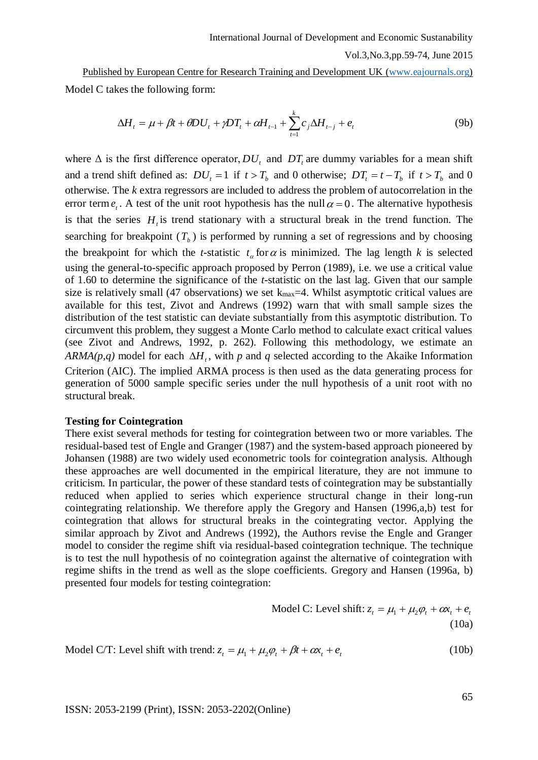Model C takes the following form:

$$\Delta H_t = \mu + \beta t + \theta DU_t + \gamma DT_t + \alpha H_{t-1} + \sum_{t=1}^{k} c_j \Delta H_{t-j} + e_t \tag{9b}$$

where $\Delta$ is the first difference operator, $DU_t$ and $DT_t$ are dummy variables for a mean shift and a trend shift defined as: $DU_t = 1$ if $t > T_b$ and 0 otherwise; $DT_t = t - T_b$ if $t > T_b$ and 0 otherwise. The *k* extra regressors are included to address the problem of autocorrelation in the error term $e_t$. A test of the unit root hypothesis has the null $\alpha = 0$. The alternative hypothesis is that the series $H_t$ is trend stationary with a structural break in the trend function. The searching for breakpoint ($T_b$) is performed by running a set of regressions and by choosing the breakpoint for which the *t*-statistic $t_\alpha$ for $\alpha$ is minimized. The lag length *k* is selected using the general-to-specific approach proposed by Perron (1989), i.e. we use a critical value of 1.60 to determine the significance of the *t*-statistic on the last lag. Given that our sample size is relatively small (47 observations) we set $k_{max}$=4. Whilst asymptotic critical values are available for this test, Zivot and Andrews (1992) warn that with small sample sizes the distribution of the test statistic can deviate substantially from this asymptotic distribution. To circumvent this problem, they suggest a Monte Carlo method to calculate exact critical values (see Zivot and Andrews, 1992, p. 262). Following this methodology, we estimate an *ARMA(p,q)* model for each $\Delta H_t$, with *p* and *q* selected according to the Akaike Information Criterion (AIC). The implied ARMA process is then used as the data generating process for generation of 5000 sample specific series under the null hypothesis of a unit root with no structural break.

**Testing for Cointegration**

There exist several methods for testing for cointegration between two or more variables. The residual-based test of Engle and Granger (1987) and the system-based approach pioneered by Johansen (1988) are two widely used econometric tools for cointegration analysis. Although these approaches are well documented in the empirical literature, they are not immune to criticism. In particular, the power of these standard tests of cointegration may be substantially reduced when applied to series which experience structural change in their long-run cointegrating relationship. We therefore apply the Gregory and Hansen (1996,a,b) test for cointegration that allows for structural breaks in the cointegrating vector. Applying the similar approach by Zivot and Andrews (1992), the Authors revise the Engle and Granger model to consider the regime shift via residual-based cointegration technique. The technique is to test the null hypothesis of no cointegration against the alternative of cointegration with regime shifts in the trend as well as the slope coefficients. Gregory and Hansen (1996a, b) presented four models for testing cointegration:

Model C: Level shift: $z_t = \mu_1 + \mu_2 \varphi_t + \alpha x_t + e_t$ (10a)

Model C/T: Level shift with trend: $z_t = \mu_1 + \mu_2 \varphi_t + \beta t + \alpha x_t + e_t$ (10b)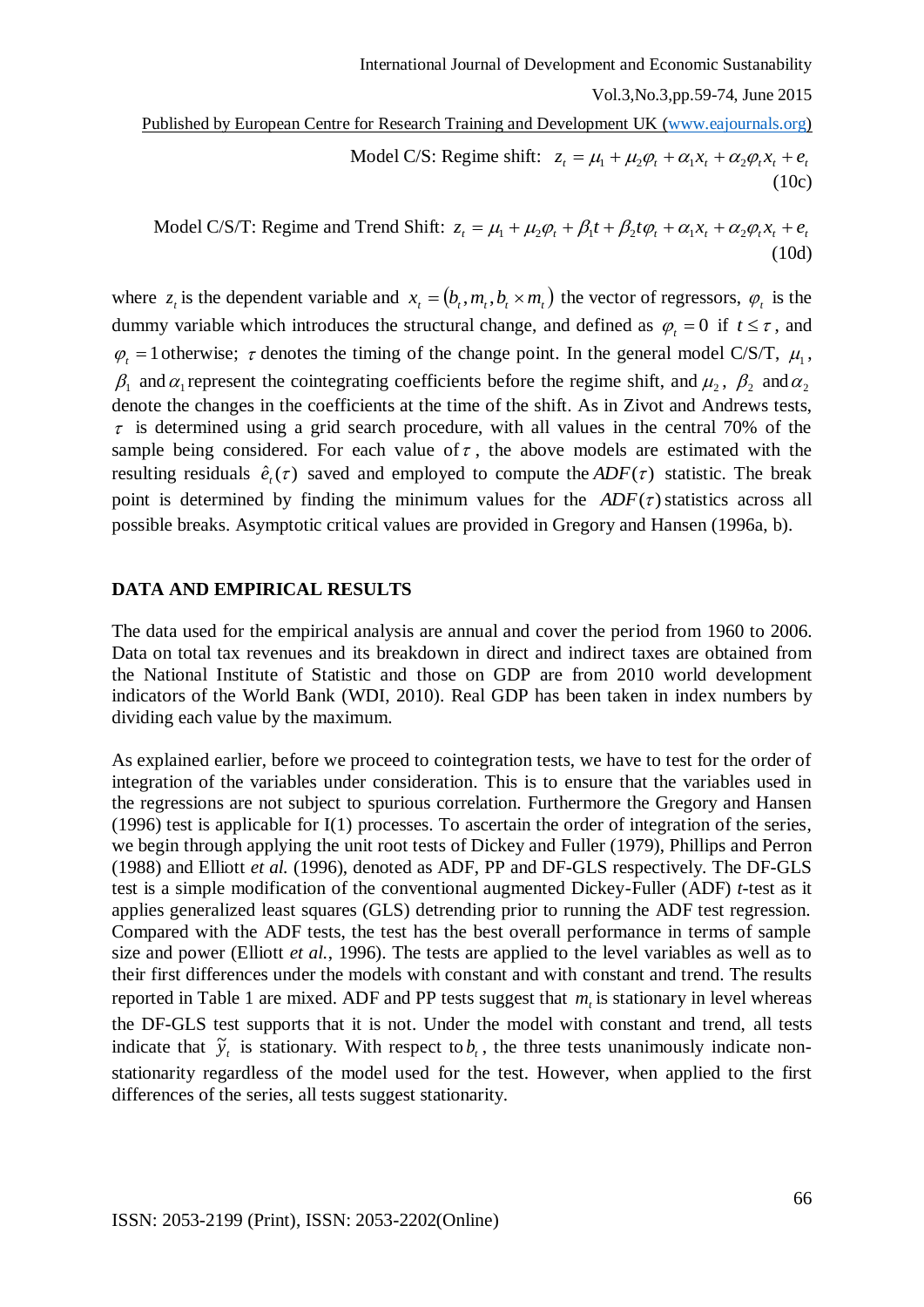Model C/S: Regime shift: $z_t = \mu_1 + \mu_2\varphi_t + \alpha_1 x_t + \alpha_2\varphi_t x_t + e_t$ (10c)

Model C/S/T: Regime and Trend Shift: $z_t = \mu_1 + \mu_2\varphi_t + \beta_1 t + \beta_2 t\varphi_t + \alpha_1 x_t + \alpha_2\varphi_t x_t + e_t$ (10d)

where $z_t$ is the dependent variable and $x_t = (b_t, m_t, b_t \times m_t)$ the vector of regressors, $\varphi_t$ is the dummy variable which introduces the structural change, and defined as $\varphi_t = 0$ if $t \leq \tau$, and $\varphi_t = 1$ otherwise; $\tau$ denotes the timing of the change point. In the general model C/S/T, $\mu_1$, $\beta_1$ and $\alpha_1$ represent the cointegrating coefficients before the regime shift, and $\mu_2$, $\beta_2$ and $\alpha_2$ denote the changes in the coefficients at the time of the shift. As in Zivot and Andrews tests, $\tau$ is determined using a grid search procedure, with all values in the central 70% of the sample being considered. For each value of $\tau$, the above models are estimated with the resulting residuals $\hat{e}_t(\tau)$ saved and employed to compute the $ADF(\tau)$ statistic. The break point is determined by finding the minimum values for the $ADF(\tau)$ statistics across all possible breaks. Asymptotic critical values are provided in Gregory and Hansen (1996a, b).

## DATA AND EMPIRICAL RESULTS

The data used for the empirical analysis are annual and cover the period from 1960 to 2006. Data on total tax revenues and its breakdown in direct and indirect taxes are obtained from the National Institute of Statistic and those on GDP are from 2010 world development indicators of the World Bank (WDI, 2010). Real GDP has been taken in index numbers by dividing each value by the maximum.

As explained earlier, before we proceed to cointegration tests, we have to test for the order of integration of the variables under consideration. This is to ensure that the variables used in the regressions are not subject to spurious correlation. Furthermore the Gregory and Hansen (1996) test is applicable for I(1) processes. To ascertain the order of integration of the series, we begin through applying the unit root tests of Dickey and Fuller (1979), Phillips and Perron (1988) and Elliott *et al.* (1996), denoted as ADF, PP and DF-GLS respectively. The DF-GLS test is a simple modification of the conventional augmented Dickey-Fuller (ADF) *t*-test as it applies generalized least squares (GLS) detrending prior to running the ADF test regression. Compared with the ADF tests, the test has the best overall performance in terms of sample size and power (Elliott *et al.*, 1996). The tests are applied to the level variables as well as to their first differences under the models with constant and with constant and trend. The results reported in Table 1 are mixed. ADF and PP tests suggest that $m_t$ is stationary in level whereas the DF-GLS test supports that it is not. Under the model with constant and trend, all tests indicate that $\tilde{y}_t$ is stationary. With respect to $b_t$, the three tests unanimously indicate non-stationarity regardless of the model used for the test. However, when applied to the first differences of the series, all tests suggest stationarity.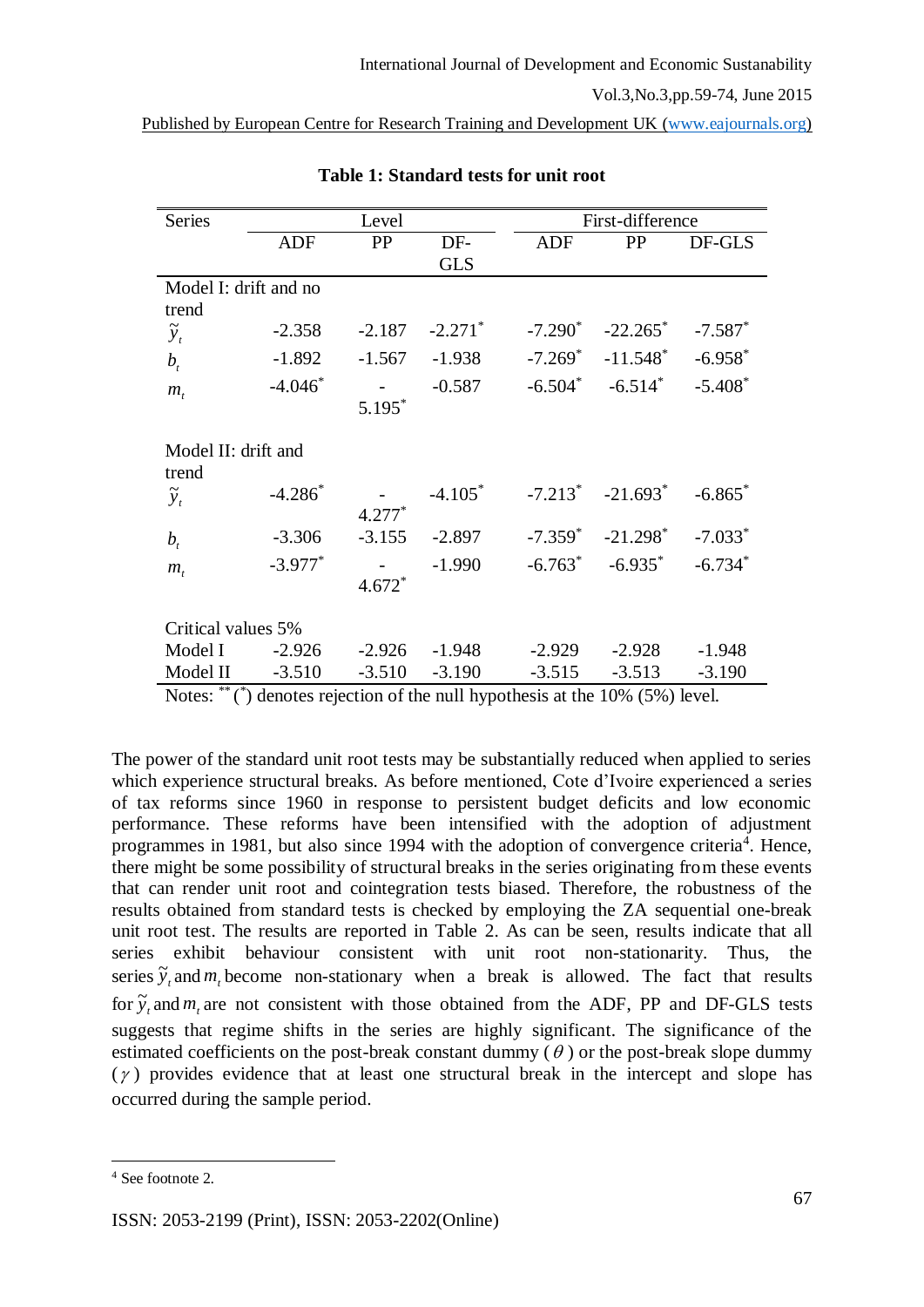**Table 1: Standard tests for unit root**

| Series | Level | | | First-difference | | |
|---|---|---|---|---|---|---|
| | ADF | PP | DF-GLS | ADF | PP | DF-GLS |
| Model I: drift and no trend | | | | | | |
| $\tilde{y}_t$ | -2.358 | -2.187 | -2.271* | -7.290* | -22.265* | -7.587* |
| $b_t$ | -1.892 | -1.567 | -1.938 | -7.269* | -11.548* | -6.958* |
| $m_t$ | -4.046* | -5.195* | -0.587 | -6.504* | -6.514* | -5.408* |
| Model II: drift and trend | | | | | | |
| $\tilde{y}_t$ | -4.286* | -4.277* | -4.105* | -7.213* | -21.693* | -6.865* |
| $b_t$ | -3.306 | -3.155 | -2.897 | -7.359* | -21.298* | -7.033* |
| $m_t$ | -3.977* | -4.672* | -1.990 | -6.763* | -6.935* | -6.734* |
| Critical values 5% | | | | | | |
| Model I | -2.926 | -2.926 | -1.948 | -2.929 | -2.928 | -1.948 |
| Model II | -3.510 | -3.510 | -3.190 | -3.515 | -3.513 | -3.190 |

Notes: ** (*) denotes rejection of the null hypothesis at the 10% (5%) level.

The power of the standard unit root tests may be substantially reduced when applied to series which experience structural breaks. As before mentioned, Cote d'Ivoire experienced a series of tax reforms since 1960 in response to persistent budget deficits and low economic performance. These reforms have been intensified with the adoption of adjustment programmes in 1981, but also since 1994 with the adoption of convergence criteria[4]. Hence, there might be some possibility of structural breaks in the series originating from these events that can render unit root and cointegration tests biased. Therefore, the robustness of the results obtained from standard tests is checked by employing the ZA sequential one-break unit root test. The results are reported in Table 2. As can be seen, results indicate that all series exhibit behaviour consistent with unit root non-stationarity. Thus, the series $\tilde{y}_t$ and $m_t$ become non-stationary when a break is allowed. The fact that results for $\tilde{y}_t$ and $m_t$ are not consistent with those obtained from the ADF, PP and DF-GLS tests suggests that regime shifts in the series are highly significant. The significance of the estimated coefficients on the post-break constant dummy ($\theta$) or the post-break slope dummy ($\gamma$) provides evidence that at least one structural break in the intercept and slope has occurred during the sample period.

[4] See footnote 2.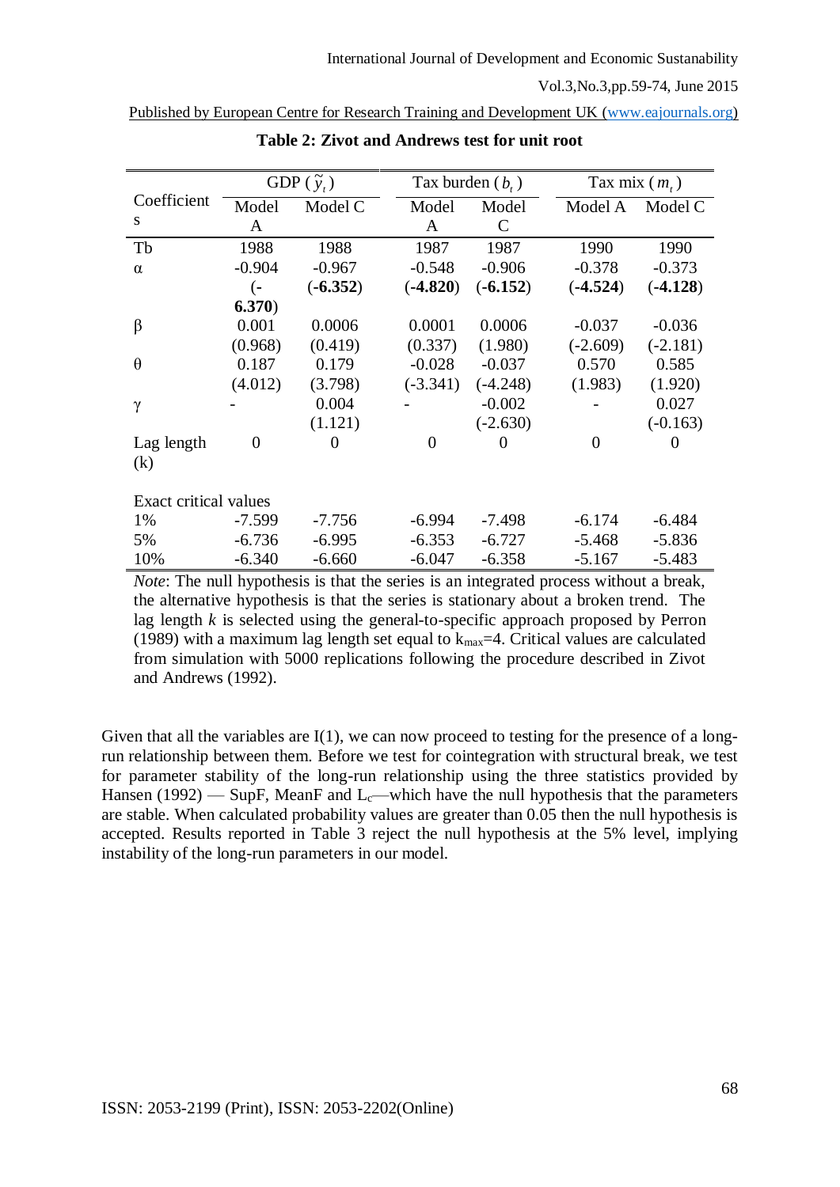**Table 2: Zivot and Andrews test for unit root**

| Coefficients | GDP ($\tilde{y}_t$) | | Tax burden ($b_t$) | | Tax mix ($m_t$) | |
|---|---|---|---|---|---|---|
| | Model A | Model C | Model A | Model C | Model A | Model C |
| Tb | 1988 | 1988 | 1987 | 1987 | 1990 | 1990 |
| α | -0.904 | -0.967 | -0.548 | -0.906 | -0.378 | -0.373 |
| | (**-6.370**) | (**-6.352**) | (**-4.820**) | (**-6.152**) | (**-4.524**) | (**-4.128**) |
| β | 0.001 | 0.0006 | 0.0001 | 0.0006 | -0.037 | -0.036 |
| | (0.968) | (0.419) | (0.337) | (1.980) | (-2.609) | (-2.181) |
| θ | 0.187 | 0.179 | -0.028 | -0.037 | 0.570 | 0.585 |
| | (4.012) | (3.798) | (-3.341) | (-4.248) | (1.983) | (1.920) |
| γ | - | 0.004 | - | -0.002 | - | 0.027 |
| | | (1.121) | | (-2.630) | | (-0.163) |
| Lag length (k) | 0 | 0 | 0 | 0 | 0 | 0 |
| Exact critical values | | | | | | |
| 1% | -7.599 | -7.756 | -6.994 | -7.498 | -6.174 | -6.484 |
| 5% | -6.736 | -6.995 | -6.353 | -6.727 | -5.468 | -5.836 |
| 10% | -6.340 | -6.660 | -6.047 | -6.358 | -5.167 | -5.483 |

*Note*: The null hypothesis is that the series is an integrated process without a break, the alternative hypothesis is that the series is stationary about a broken trend. The lag length *k* is selected using the general-to-specific approach proposed by Perron (1989) with a maximum lag length set equal to $k_{max}$=4. Critical values are calculated from simulation with 5000 replications following the procedure described in Zivot and Andrews (1992).

Given that all the variables are I(1), we can now proceed to testing for the presence of a long-run relationship between them. Before we test for cointegration with structural break, we test for parameter stability of the long-run relationship using the three statistics provided by Hansen (1992) — SupF, MeanF and $L_c$—which have the null hypothesis that the parameters are stable. When calculated probability values are greater than 0.05 then the null hypothesis is accepted. Results reported in Table 3 reject the null hypothesis at the 5% level, implying instability of the long-run parameters in our model.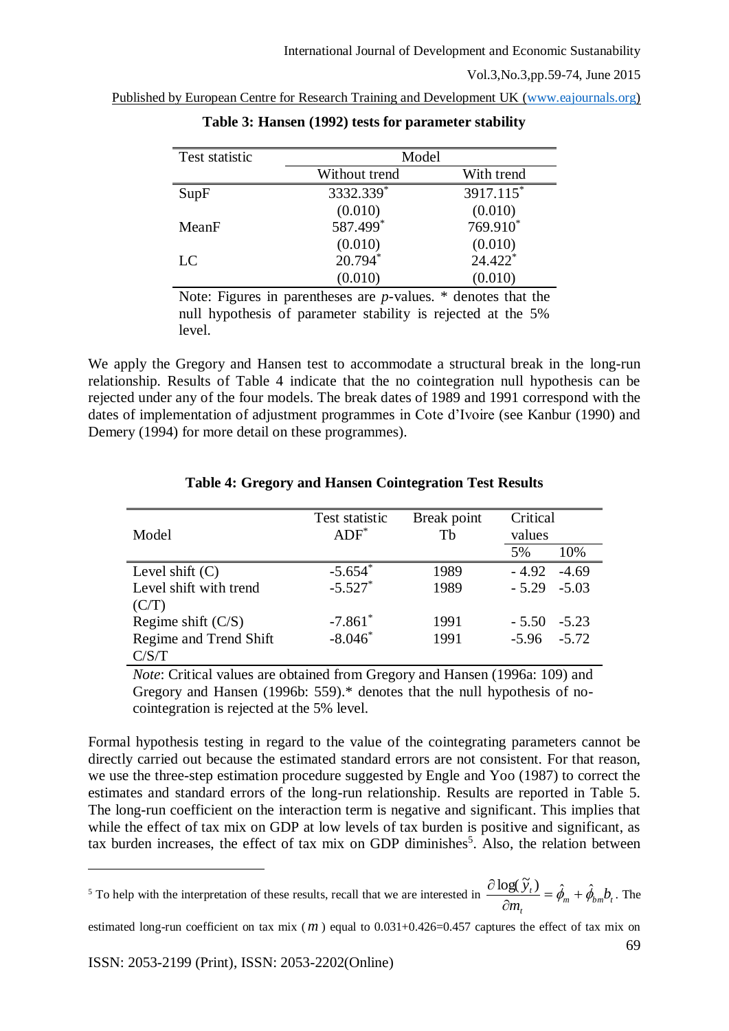**Table 3: Hansen (1992) tests for parameter stability**

| Test statistic | Model | |
|---|---|---|
| | Without trend | With trend |
| SupF | 3332.339* | 3917.115* |
| | (0.010) | (0.010) |
| MeanF | 587.499* | 769.910* |
| | (0.010) | (0.010) |
| LC | 20.794* | 24.422* |
| | (0.010) | (0.010) |

Note: Figures in parentheses are *p*-values. * denotes that the null hypothesis of parameter stability is rejected at the 5% level.

We apply the Gregory and Hansen test to accommodate a structural break in the long-run relationship. Results of Table 4 indicate that the no cointegration null hypothesis can be rejected under any of the four models. The break dates of 1989 and 1991 correspond with the dates of implementation of adjustment programmes in Cote d'Ivoire (see Kanbur (1990) and Demery (1994) for more detail on these programmes).

**Table 4: Gregory and Hansen Cointegration Test Results**

| Model | Test statistic ADF* | Break point Tb | Critical values | |
|---|---|---|---|---|
| | | | 5% | 10% |
| Level shift (C) | -5.654* | 1989 | - 4.92 | -4.69 |
| Level shift with trend (C/T) | -5.527* | 1989 | - 5.29 | -5.03 |
| Regime shift (C/S) | -7.861* | 1991 | - 5.50 | -5.23 |
| Regime and Trend Shift C/S/T | -8.046* | 1991 | -5.96 | -5.72 |

*Note*: Critical values are obtained from Gregory and Hansen (1996a: 109) and Gregory and Hansen (1996b: 559).* denotes that the null hypothesis of no-cointegration is rejected at the 5% level.

Formal hypothesis testing in regard to the value of the cointegrating parameters cannot be directly carried out because the estimated standard errors are not consistent. For that reason, we use the three-step estimation procedure suggested by Engle and Yoo (1987) to correct the estimates and standard errors of the long-run relationship. Results are reported in Table 5. The long-run coefficient on the interaction term is negative and significant. This implies that while the effect of tax mix on GDP at low levels of tax burden is positive and significant, as tax burden increases, the effect of tax mix on GDP diminishes[5]. Also, the relation between

[5] To help with the interpretation of these results, recall that we are interested in $\frac{\partial \log(\tilde{y}_t)}{\partial m_t} = \hat{\phi}_m + \hat{\phi}_{bm} b_t$. The estimated long-run coefficient on tax mix ($m$) equal to 0.031+0.426=0.457 captures the effect of tax mix on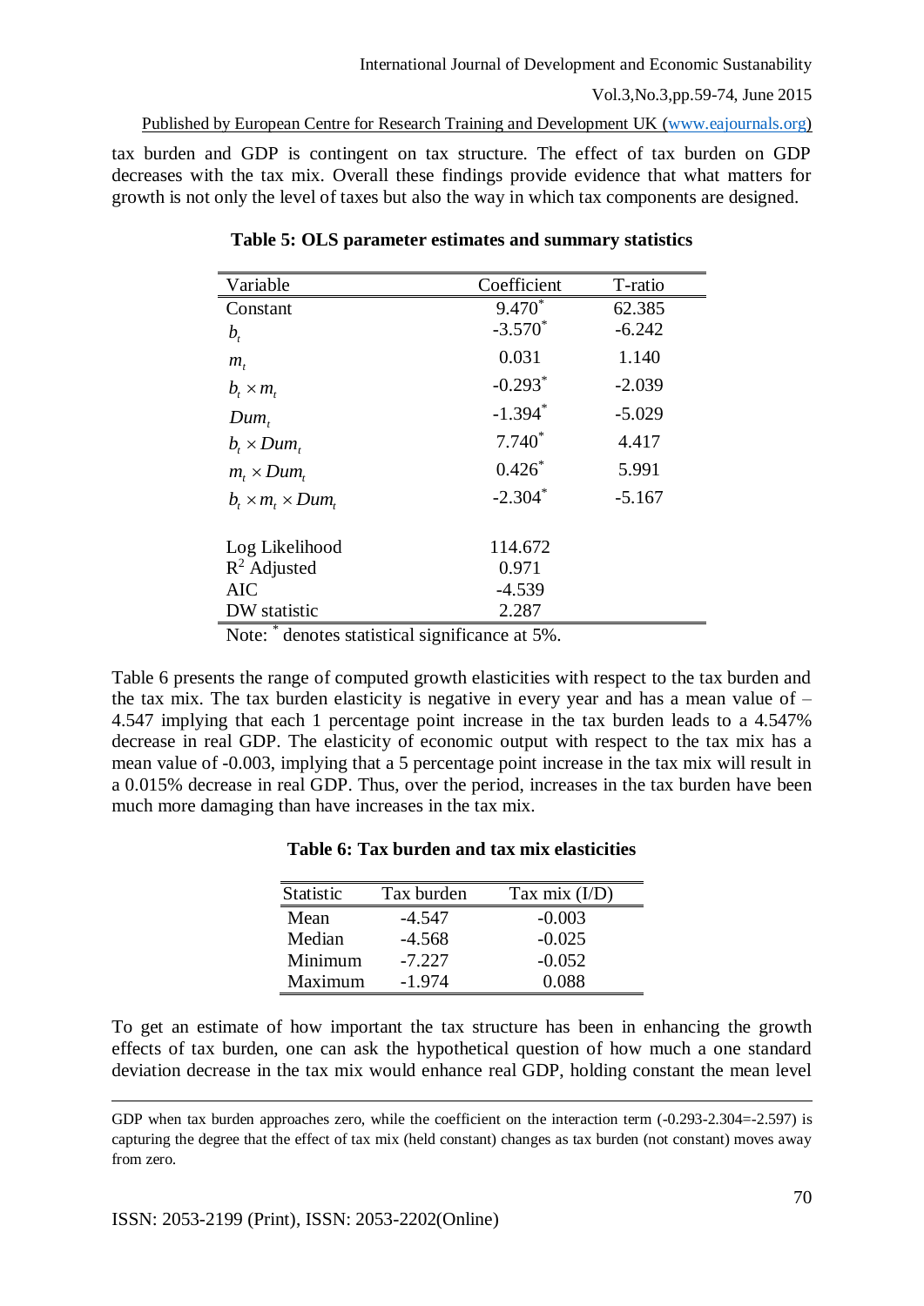tax burden and GDP is contingent on tax structure. The effect of tax burden on GDP decreases with the tax mix. Overall these findings provide evidence that what matters for growth is not only the level of taxes but also the way in which tax components are designed.

**Table 5: OLS parameter estimates and summary statistics**

| Variable | Coefficient | T-ratio |
|---|---|---|
| Constant | 9.470* | 62.385 |
| $b_t$ | -3.570* | -6.242 |
| $m_t$ | 0.031 | 1.140 |
| $b_t \times m_t$ | -0.293* | -2.039 |
| $Dum_t$ | -1.394* | -5.029 |
| $b_t \times Dum_t$ | 7.740* | 4.417 |
| $m_t \times Dum_t$ | 0.426* | 5.991 |
| $b_t \times m_t \times Dum_t$ | -2.304* | -5.167 |
| | | |
| Log Likelihood | 114.672 | |
| $R^2$ Adjusted | 0.971 | |
| AIC | -4.539 | |
| DW statistic | 2.287 | |

Note: * denotes statistical significance at 5%.

Table 6 presents the range of computed growth elasticities with respect to the tax burden and the tax mix. The tax burden elasticity is negative in every year and has a mean value of –4.547 implying that each 1 percentage point increase in the tax burden leads to a 4.547% decrease in real GDP. The elasticity of economic output with respect to the tax mix has a mean value of -0.003, implying that a 5 percentage point increase in the tax mix will result in a 0.015% decrease in real GDP. Thus, over the period, increases in the tax burden have been much more damaging than have increases in the tax mix.

**Table 6: Tax burden and tax mix elasticities**

| Statistic | Tax burden | Tax mix (I/D) |
|---|---|---|
| Mean | -4.547 | -0.003 |
| Median | -4.568 | -0.025 |
| Minimum | -7.227 | -0.052 |
| Maximum | -1.974 | 0.088 |

To get an estimate of how important the tax structure has been in enhancing the growth effects of tax burden, one can ask the hypothetical question of how much a one standard deviation decrease in the tax mix would enhance real GDP, holding constant the mean level

GDP when tax burden approaches zero, while the coefficient on the interaction term (-0.293-2.304=-2.597) is capturing the degree that the effect of tax mix (held constant) changes as tax burden (not constant) moves away from zero.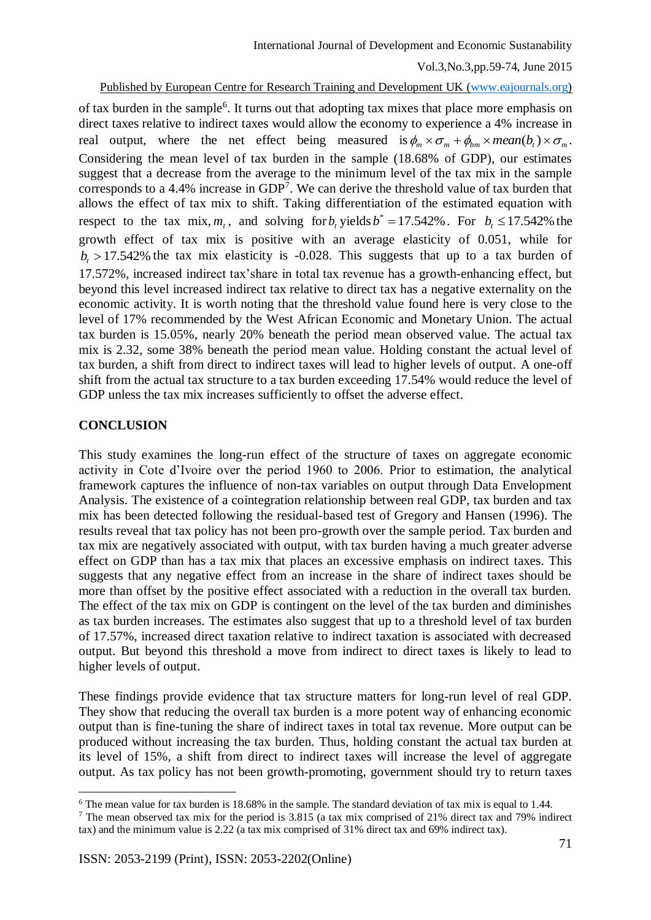of tax burden in the sample[6]. It turns out that adopting tax mixes that place more emphasis on direct taxes relative to indirect taxes would allow the economy to experience a 4% increase in real output, where the net effect being measured is $\phi_m \times \sigma_m + \phi_{bm} \times mean(b_t) \times \sigma_m$. Considering the mean level of tax burden in the sample (18.68% of GDP), our estimates suggest that a decrease from the average to the minimum level of the tax mix in the sample corresponds to a 4.4% increase in GDP[7]. We can derive the threshold value of tax burden that allows the effect of tax mix to shift. Taking differentiation of the estimated equation with respect to the tax mix, $m_t$, and solving for $b_t$ yields $b^* = 17.542\%$. For $b_t \leq 17.542\%$ the growth effect of tax mix is positive with an average elasticity of 0.051, while for $b_t > 17.542\%$ the tax mix elasticity is -0.028. This suggests that up to a tax burden of 17.572%, increased indirect tax'share in total tax revenue has a growth-enhancing effect, but beyond this level increased indirect tax relative to direct tax has a negative externality on the economic activity. It is worth noting that the threshold value found here is very close to the level of 17% recommended by the West African Economic and Monetary Union. The actual tax burden is 15.05%, nearly 20% beneath the period mean observed value. The actual tax mix is 2.32, some 38% beneath the period mean value. Holding constant the actual level of tax burden, a shift from direct to indirect taxes will lead to higher levels of output. A one-off shift from the actual tax structure to a tax burden exceeding 17.54% would reduce the level of GDP unless the tax mix increases sufficiently to offset the adverse effect.

## CONCLUSION

This study examines the long-run effect of the structure of taxes on aggregate economic activity in Cote d'Ivoire over the period 1960 to 2006. Prior to estimation, the analytical framework captures the influence of non-tax variables on output through Data Envelopment Analysis. The existence of a cointegration relationship between real GDP, tax burden and tax mix has been detected following the residual-based test of Gregory and Hansen (1996). The results reveal that tax policy has not been pro-growth over the sample period. Tax burden and tax mix are negatively associated with output, with tax burden having a much greater adverse effect on GDP than has a tax mix that places an excessive emphasis on indirect taxes. This suggests that any negative effect from an increase in the share of indirect taxes should be more than offset by the positive effect associated with a reduction in the overall tax burden. The effect of the tax mix on GDP is contingent on the level of the tax burden and diminishes as tax burden increases. The estimates also suggest that up to a threshold level of tax burden of 17.57%, increased direct taxation relative to indirect taxation is associated with decreased output. But beyond this threshold a move from indirect to direct taxes is likely to lead to higher levels of output.

These findings provide evidence that tax structure matters for long-run level of real GDP. They show that reducing the overall tax burden is a more potent way of enhancing economic output than is fine-tuning the share of indirect taxes in total tax revenue. More output can be produced without increasing the tax burden. Thus, holding constant the actual tax burden at its level of 15%, a shift from direct to indirect taxes will increase the level of aggregate output. As tax policy has not been growth-promoting, government should try to return taxes

---

[6] The mean value for tax burden is 18.68% in the sample. The standard deviation of tax mix is equal to 1.44.

[7] The mean observed tax mix for the period is 3.815 (a tax mix comprised of 21% direct tax and 79% indirect tax) and the minimum value is 2.22 (a tax mix comprised of 31% direct tax and 69% indirect tax).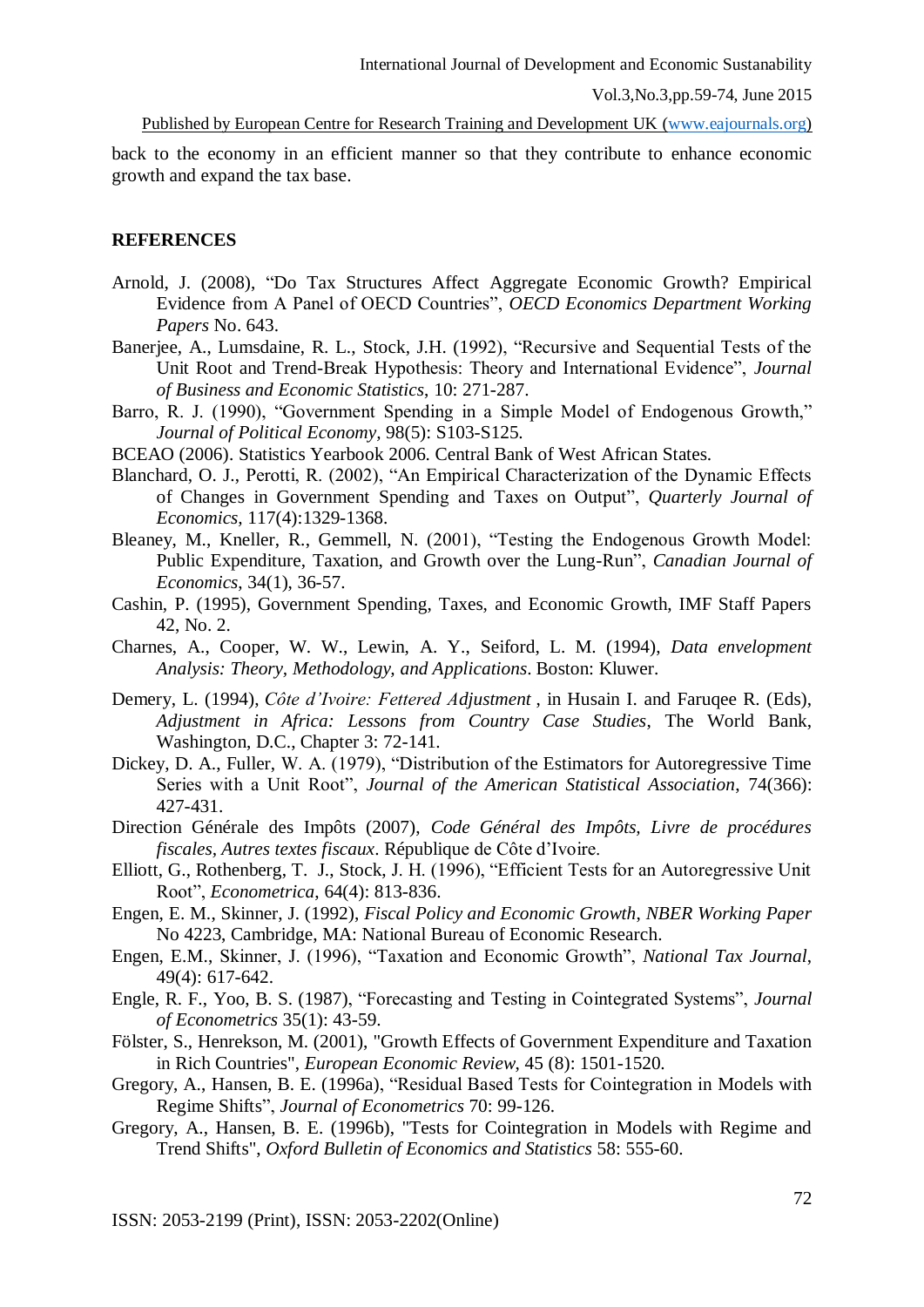back to the economy in an efficient manner so that they contribute to enhance economic growth and expand the tax base.

## REFERENCES

Arnold, J. (2008), "Do Tax Structures Affect Aggregate Economic Growth? Empirical Evidence from A Panel of OECD Countries", *OECD Economics Department Working Papers* No. 643.

Banerjee, A., Lumsdaine, R. L., Stock, J.H. (1992), "Recursive and Sequential Tests of the Unit Root and Trend-Break Hypothesis: Theory and International Evidence", *Journal of Business and Economic Statistics*, 10: 271-287.

Barro, R. J. (1990), "Government Spending in a Simple Model of Endogenous Growth," *Journal of Political Economy*, 98(5): S103-S125.

BCEAO (2006). Statistics Yearbook 2006. Central Bank of West African States.

Blanchard, O. J., Perotti, R. (2002), "An Empirical Characterization of the Dynamic Effects of Changes in Government Spending and Taxes on Output", *Quarterly Journal of Economics*, 117(4):1329-1368.

Bleaney, M., Kneller, R., Gemmell, N. (2001), "Testing the Endogenous Growth Model: Public Expenditure, Taxation, and Growth over the Lung-Run", *Canadian Journal of Economics*, 34(1), 36-57.

Cashin, P. (1995), Government Spending, Taxes, and Economic Growth, IMF Staff Papers 42, No. 2.

Charnes, A., Cooper, W. W., Lewin, A. Y., Seiford, L. M. (1994), *Data envelopment Analysis: Theory, Methodology, and Applications*. Boston: Kluwer.

Demery, L. (1994), *Côte d'Ivoire: Fettered Adjustment* , in Husain I. and Faruqee R. (Eds), *Adjustment in Africa: Lessons from Country Case Studies*, The World Bank, Washington, D.C., Chapter 3: 72-141.

Dickey, D. A., Fuller, W. A. (1979), "Distribution of the Estimators for Autoregressive Time Series with a Unit Root", *Journal of the American Statistical Association*, 74(366): 427-431.

Direction Générale des Impôts (2007), *Code Général des Impôts, Livre de procédures fiscales, Autres textes fiscaux*. République de Côte d'Ivoire.

Elliott, G., Rothenberg, T. J., Stock, J. H. (1996), "Efficient Tests for an Autoregressive Unit Root", *Econometrica*, 64(4): 813-836.

Engen, E. M., Skinner, J. (1992), *Fiscal Policy and Economic Growth*, *NBER Working Paper* No 4223, Cambridge, MA: National Bureau of Economic Research.

Engen, E.M., Skinner, J. (1996), "Taxation and Economic Growth", *National Tax Journal*, 49(4): 617-642.

Engle, R. F., Yoo, B. S. (1987), "Forecasting and Testing in Cointegrated Systems", *Journal of Econometrics* 35(1): 43-59.

Fölster, S., Henrekson, M. (2001), "Growth Effects of Government Expenditure and Taxation in Rich Countries", *European Economic Review*, 45 (8): 1501-1520.

Gregory, A., Hansen, B. E. (1996a), "Residual Based Tests for Cointegration in Models with Regime Shifts", *Journal of Econometrics* 70: 99-126.

Gregory, A., Hansen, B. E. (1996b), "Tests for Cointegration in Models with Regime and Trend Shifts", *Oxford Bulletin of Economics and Statistics* 58: 555-60.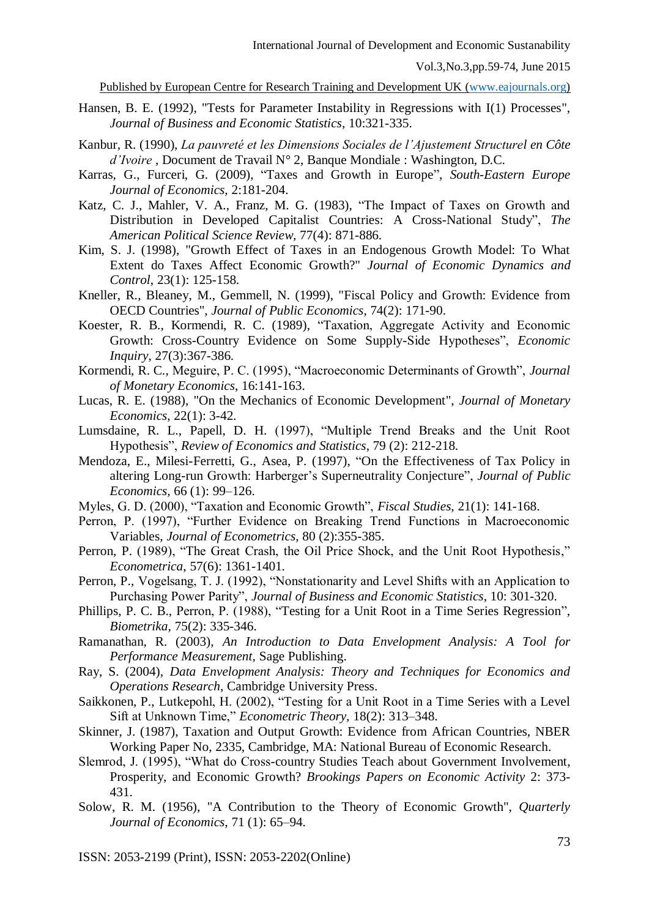Hansen, B. E. (1992), "Tests for Parameter Instability in Regressions with I(1) Processes", *Journal of Business and Economic Statistics*, 10:321-335.

Kanbur, R. (1990), *La pauvreté et les Dimensions Sociales de l'Ajustement Structurel en Côte d'Ivoire* , Document de Travail N° 2, Banque Mondiale : Washington, D.C.

Karras, G., Furceri, G. (2009), "Taxes and Growth in Europe", *South-Eastern Europe Journal of Economics,* 2:181-204.

Katz, C. J., Mahler, V. A., Franz, M. G. (1983), "The Impact of Taxes on Growth and Distribution in Developed Capitalist Countries: A Cross-National Study", *The American Political Science Review,* 77(4): 871-886.

Kim, S. J. (1998), "Growth Effect of Taxes in an Endogenous Growth Model: To What Extent do Taxes Affect Economic Growth?" *Journal of Economic Dynamics and Control*, 23(1): 125-158.

Kneller, R., Bleaney, M., Gemmell, N. (1999), "Fiscal Policy and Growth: Evidence from OECD Countries", *Journal of Public Economics*, 74(2): 171-90.

Koester, R. B., Kormendi, R. C. (1989), "Taxation, Aggregate Activity and Economic Growth: Cross-Country Evidence on Some Supply-Side Hypotheses", *Economic Inquiry*, 27(3):367-386.

Kormendi, R. C., Meguire, P. C. (1995), "Macroeconomic Determinants of Growth", *Journal of Monetary Economics*, 16:141-163.

Lucas, R. E. (1988), "On the Mechanics of Economic Development", *Journal of Monetary Economics*, 22(1): 3-42.

Lumsdaine, R. L., Papell, D. H. (1997), "Multiple Trend Breaks and the Unit Root Hypothesis", *Review of Economics and Statistics*, 79 (2): 212-218.

Mendoza, E., Milesi-Ferretti, G., Asea, P. (1997), "On the Effectiveness of Tax Policy in altering Long-run Growth: Harberger's Superneutrality Conjecture", *Journal of Public Economics,* 66 (1): 99–126.

Myles, G. D. (2000), "Taxation and Economic Growth", *Fiscal Studies*, 21(1): 141-168.

Perron, P. (1997), "Further Evidence on Breaking Trend Functions in Macroeconomic Variables, *Journal of Econometrics,* 80 (2):355-385.

Perron, P. (1989), "The Great Crash, the Oil Price Shock, and the Unit Root Hypothesis," *Econometrica*, 57(6): 1361-1401.

Perron, P., Vogelsang, T. J. (1992), "Nonstationarity and Level Shifts with an Application to Purchasing Power Parity", *Journal of Business and Economic Statistics*, 10: 301-320.

Phillips, P. C. B., Perron, P. (1988), "Testing for a Unit Root in a Time Series Regression", *Biometrika*, 75(2): 335-346.

Ramanathan, R. (2003), *An Introduction to Data Envelopment Analysis: A Tool for Performance Measurement,* Sage Publishing.

Ray, S. (2004), *Data Envelopment Analysis: Theory and Techniques for Economics and Operations Research*, Cambridge University Press.

Saikkonen, P., Lutkepohl, H. (2002), "Testing for a Unit Root in a Time Series with a Level Sift at Unknown Time," *Econometric Theory,* 18(2): 313–348.

Skinner, J. (1987), Taxation and Output Growth: Evidence from African Countries, NBER Working Paper No, 2335, Cambridge, MA: National Bureau of Economic Research.

Slemrod, J. (1995), "What do Cross-country Studies Teach about Government Involvement, Prosperity, and Economic Growth? *Brookings Papers on Economic Activity* 2: 373-431.

Solow, R. M. (1956), "A Contribution to the Theory of Economic Growth", *Quarterly Journal of Economics*, 71 (1): 65–94.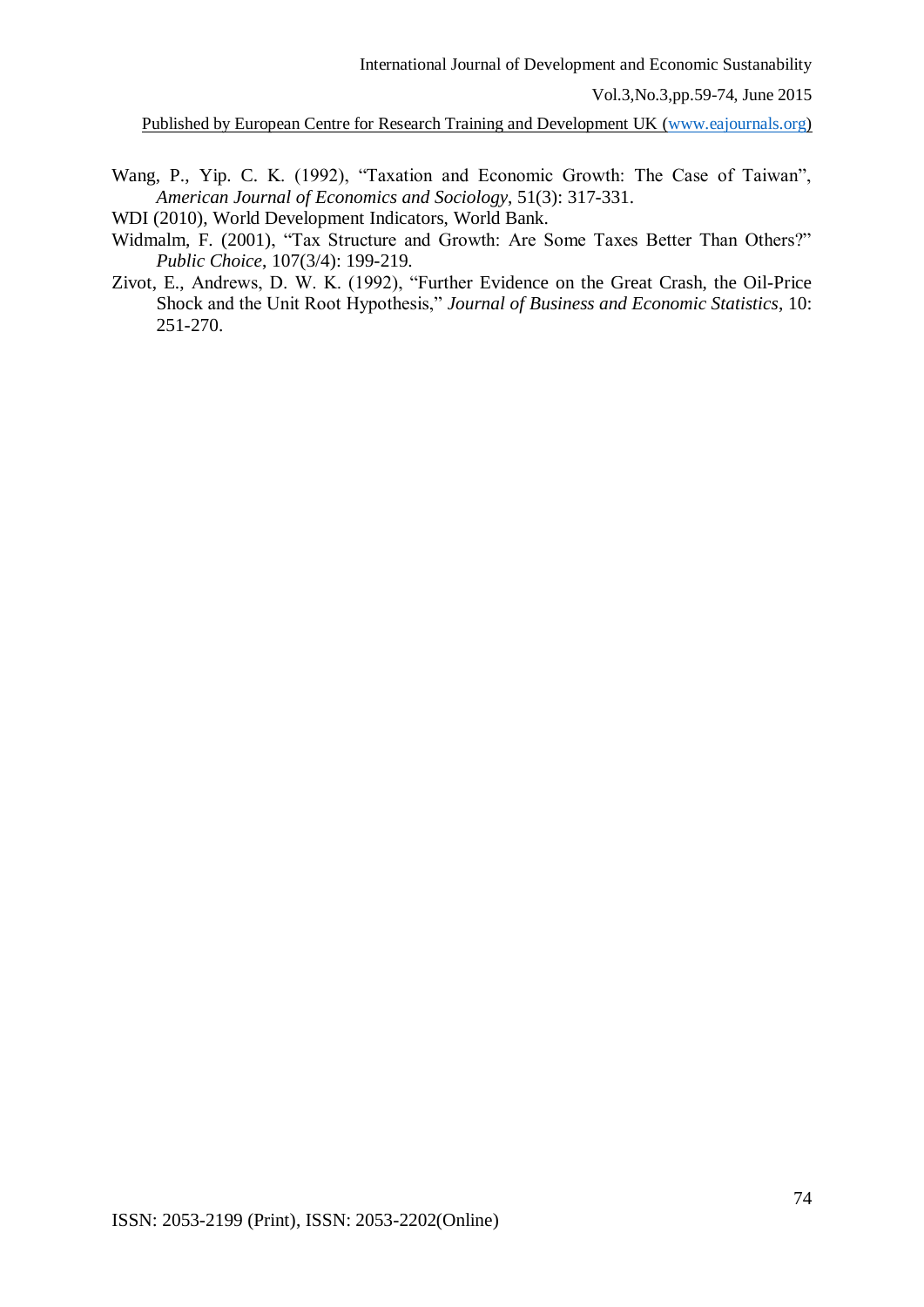Wang, P., Yip. C. K. (1992), "Taxation and Economic Growth: The Case of Taiwan", *American Journal of Economics and Sociology*, 51(3): 317-331.

WDI (2010), World Development Indicators, World Bank.

Widmalm, F. (2001), "Tax Structure and Growth: Are Some Taxes Better Than Others?" *Public Choice*, 107(3/4): 199-219.

Zivot, E., Andrews, D. W. K. (1992), "Further Evidence on the Great Crash, the Oil-Price Shock and the Unit Root Hypothesis," *Journal of Business and Economic Statistics*, 10: 251-270.